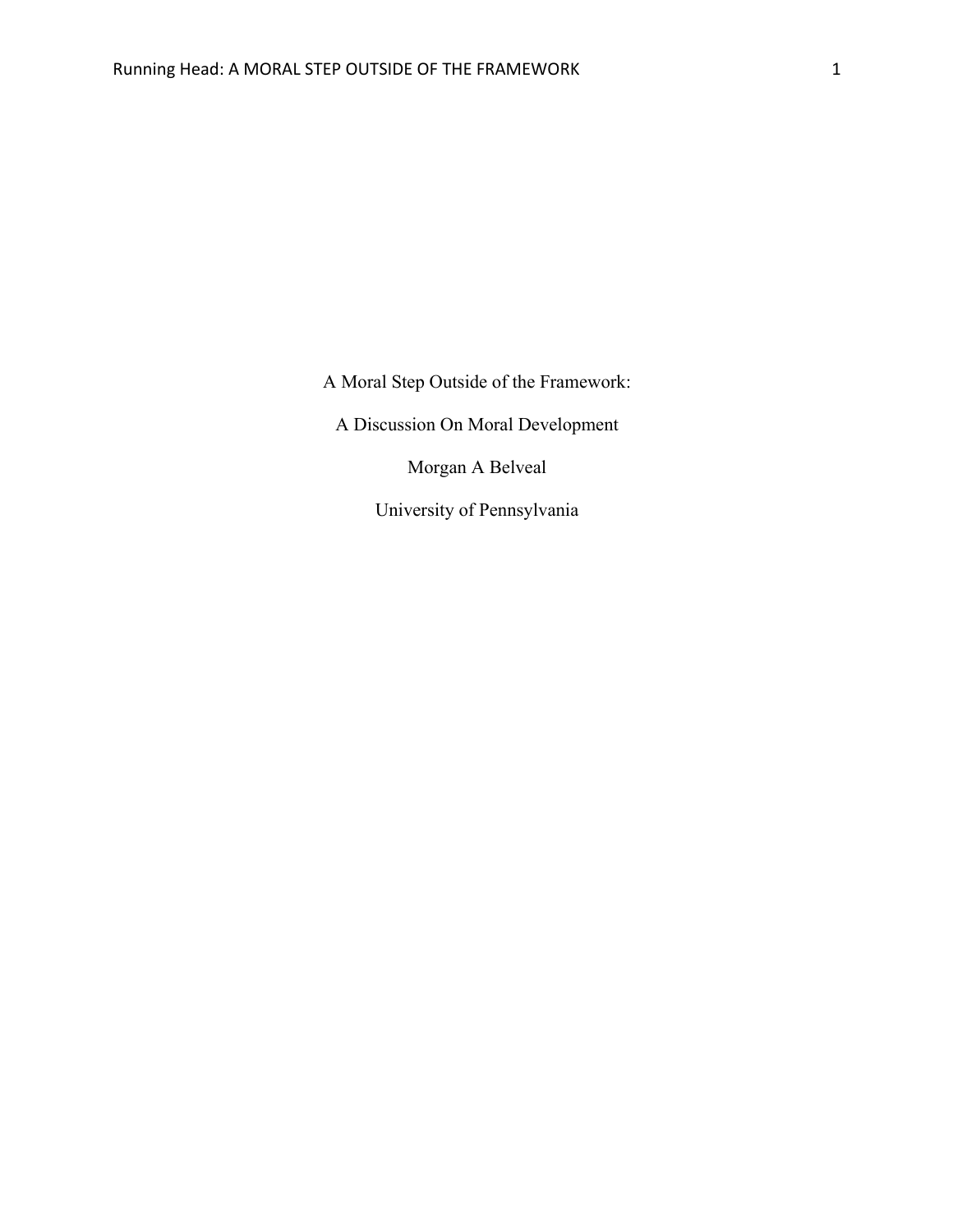# A Moral Step Outside of the Framework:

## A Discussion On Moral Development

Morgan A Belveal

University of Pennsylvania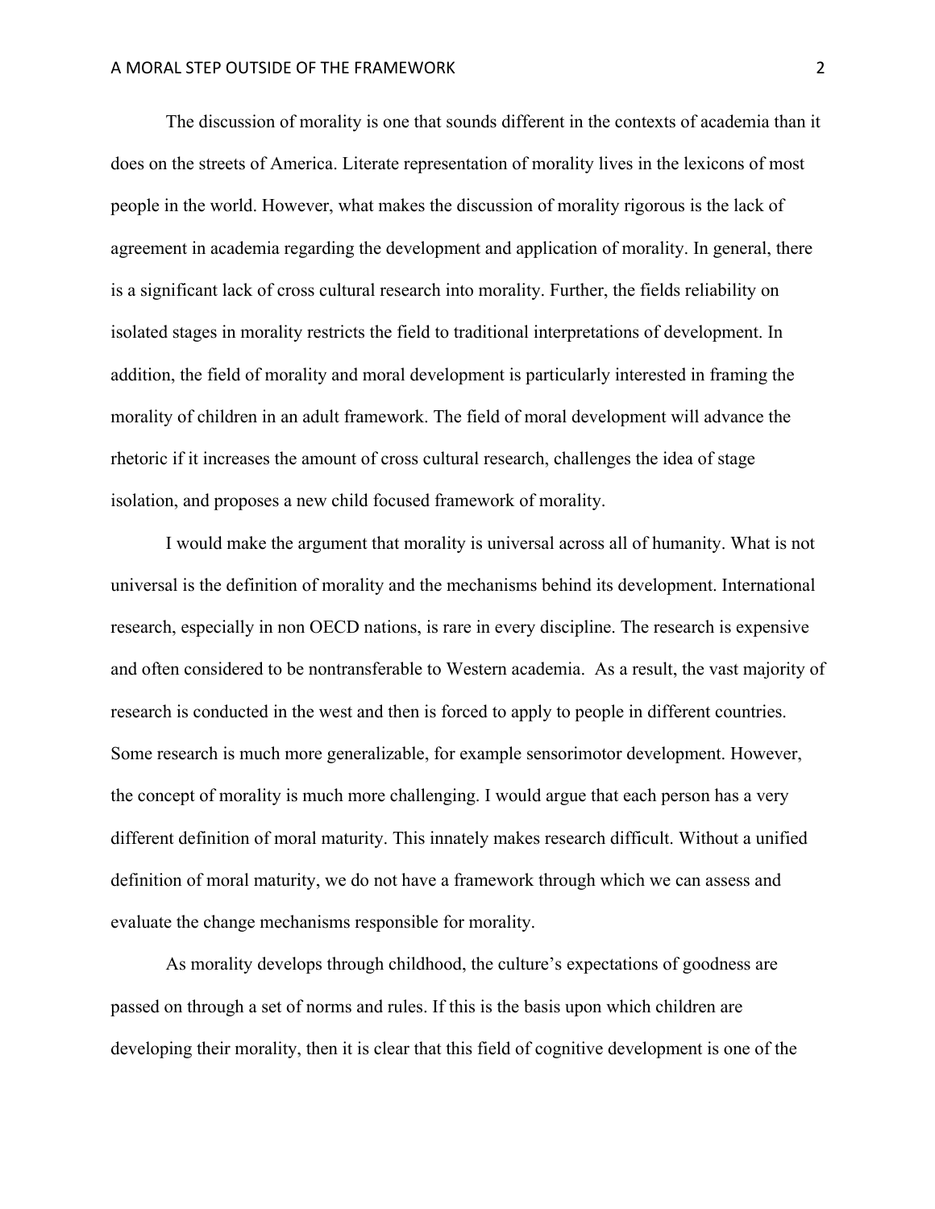The discussion of morality is one that sounds different in the contexts of academia than it does on the streets of America. Literate representation of morality lives in the lexicons of most people in the world. However, what makes the discussion of morality rigorous is the lack of agreement in academia regarding the development and application of morality. In general, there is a significant lack of cross cultural research into morality. Further, the fields reliability on isolated stages in morality restricts the field to traditional interpretations of development. In addition, the field of morality and moral development is particularly interested in framing the morality of children in an adult framework. The field of moral development will advance the rhetoric if it increases the amount of cross cultural research, challenges the idea of stage isolation, and proposes a new child focused framework of morality.

I would make the argument that morality is universal across all of humanity. What is not universal is the definition of morality and the mechanisms behind its development. International research, especially in non OECD nations, is rare in every discipline. The research is expensive and often considered to be nontransferable to Western academia. As a result, the vast majority of research is conducted in the west and then is forced to apply to people in different countries. Some research is much more generalizable, for example sensorimotor development. However, the concept of morality is much more challenging. I would argue that each person has a very different definition of moral maturity. This innately makes research difficult. Without a unified definition of moral maturity, we do not have a framework through which we can assess and evaluate the change mechanisms responsible for morality.

As morality develops through childhood, the culture's expectations of goodness are passed on through a set of norms and rules. If this is the basis upon which children are developing their morality, then it is clear that this field of cognitive development is one of the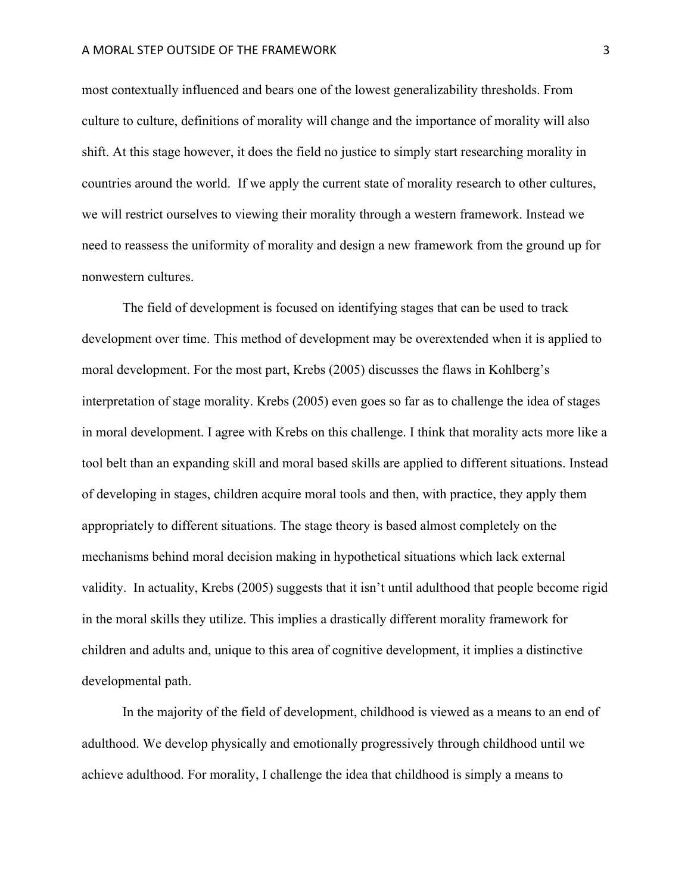most contextually influenced and bears one of the lowest generalizability thresholds. From culture to culture, definitions of morality will change and the importance of morality will also shift. At this stage however, it does the field no justice to simply start researching morality in countries around the world.  If we apply the current state of morality research to other cultures, we will restrict ourselves to viewing their morality through a western framework. Instead we need to reassess the uniformity of morality and design a new framework from the ground up for nonwestern cultures.

The field of development is focused on identifying stages that can be used to track development over time. This method of development may be overextended when it is applied to moral development. For the most part, Krebs (2005) discusses the flaws in Kohlberg's interpretation of stage morality. Krebs (2005) even goes so far as to challenge the idea of stages in moral development. I agree with Krebs on this challenge. I think that morality acts more like a tool belt than an expanding skill and moral based skills are applied to different situations. Instead of developing in stages, children acquire moral tools and then, with practice, they apply them appropriately to different situations. The stage theory is based almost completely on the mechanisms behind moral decision making in hypothetical situations which lack external validity.  In actuality, Krebs (2005) suggests that it isn't until adulthood that people become rigid in the moral skills they utilize. This implies a drastically different morality framework for children and adults and, unique to this area of cognitive development, it implies a distinctive developmental path.

In the majority of the field of development, childhood is viewed as a means to an end of adulthood. We develop physically and emotionally progressively through childhood until we achieve adulthood. For morality, I challenge the idea that childhood is simply a means to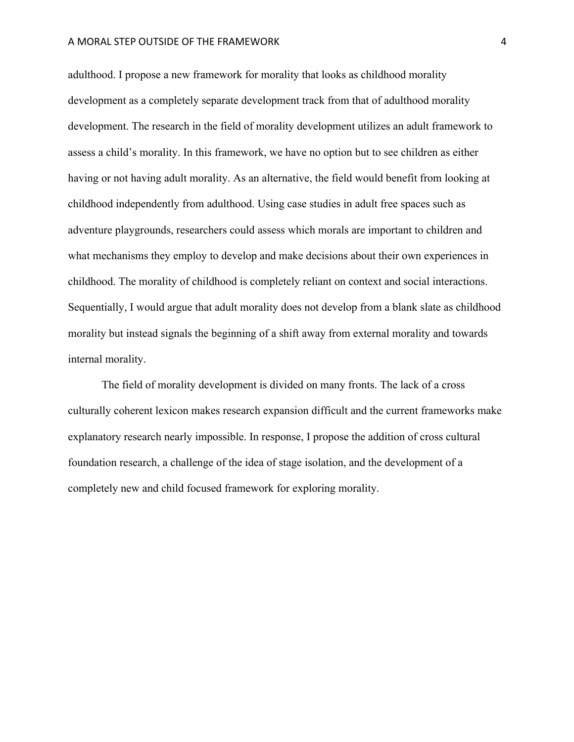adulthood. I propose a new framework for morality that looks as childhood morality development as a completely separate development track from that of adulthood morality development. The research in the field of morality development utilizes an adult framework to assess a child's morality. In this framework, we have no option but to see children as either having or not having adult morality. As an alternative, the field would benefit from looking at childhood independently from adulthood. Using case studies in adult free spaces such as adventure playgrounds, researchers could assess which morals are important to children and what mechanisms they employ to develop and make decisions about their own experiences in childhood. The morality of childhood is completely reliant on context and social interactions. Sequentially, I would argue that adult morality does not develop from a blank slate as childhood morality but instead signals the beginning of a shift away from external morality and towards internal morality.

The field of morality development is divided on many fronts. The lack of a cross culturally coherent lexicon makes research expansion difficult and the current frameworks make explanatory research nearly impossible. In response, I propose the addition of cross cultural foundation research, a challenge of the idea of stage isolation, and the development of a completely new and child focused framework for exploring morality.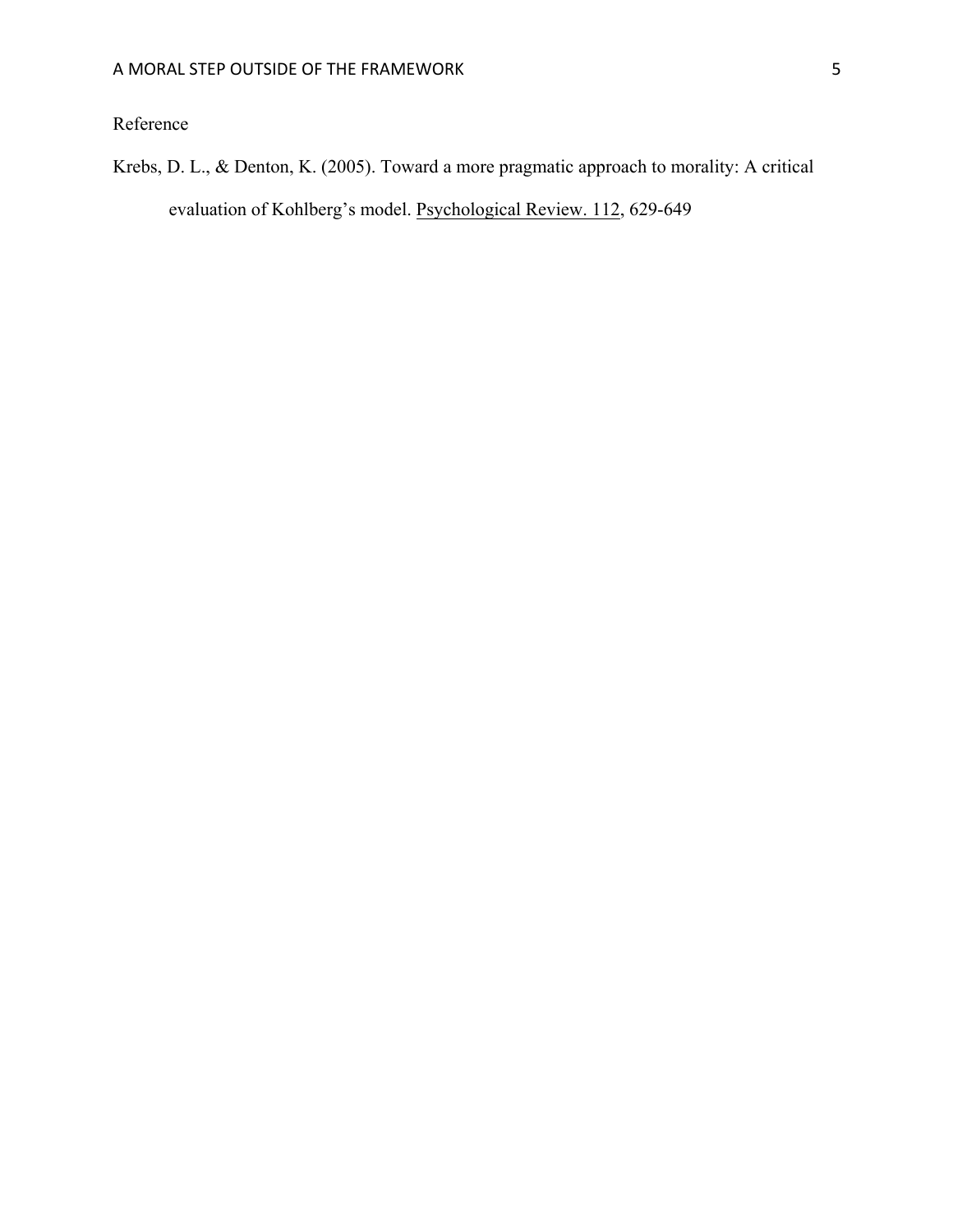Reference

Krebs, D. L., & Denton, K. (2005). Toward a more pragmatic approach to morality: A critical evaluation of Kohlberg's model. <u>Psychological Review. 112</u>, 629-649